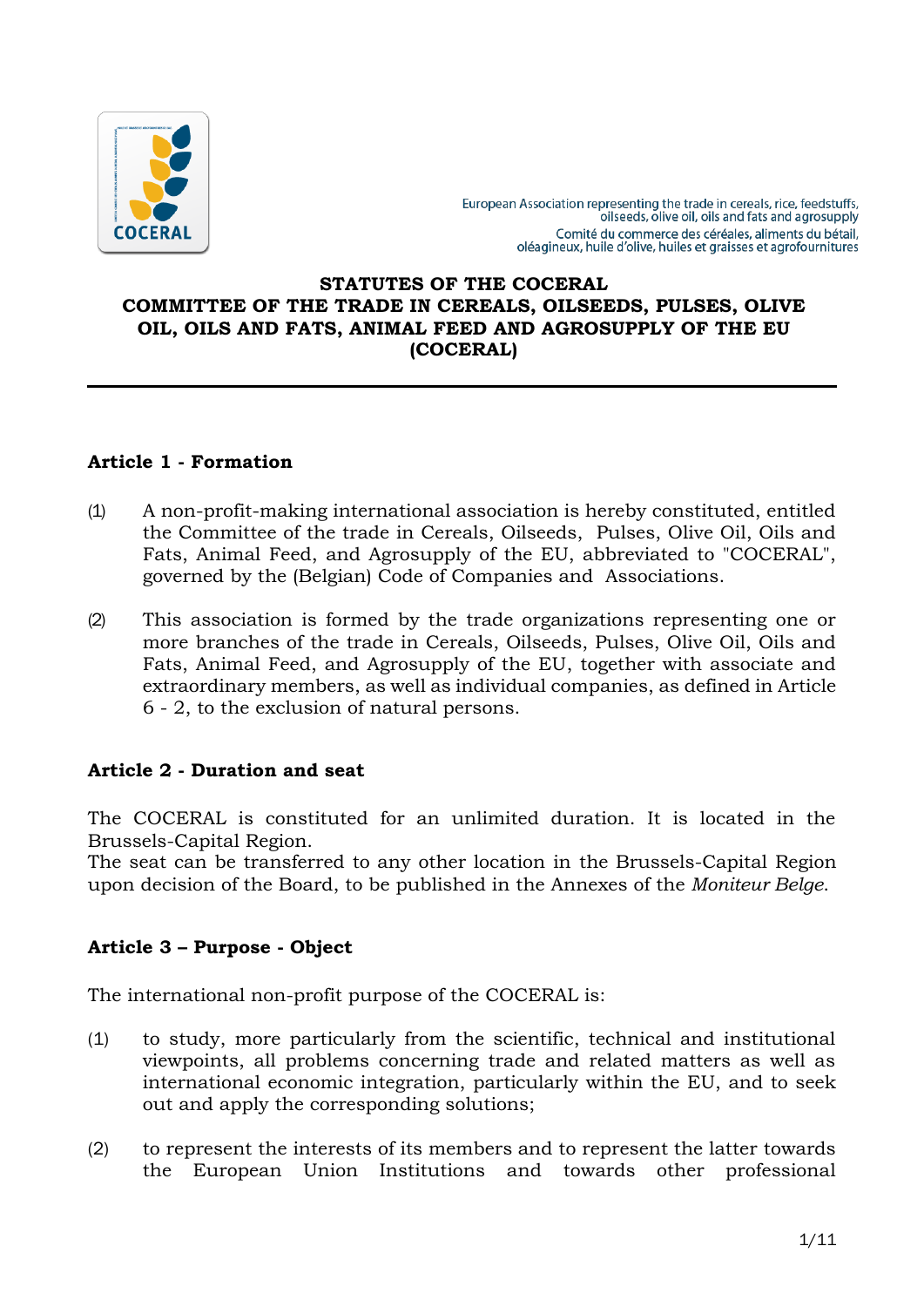European Association representing the trade in cereals, rice, feedstuffs, oilseeds, olive oil, oils and fats and agrosupply
Comité du commerce des céréales, aliments du bétail, oléagineux, huile d'olive, huiles et graisses et agrofournitures

# STATUTES OF THE COCERAL COMMITTEE OF THE TRADE IN CEREALS, OILSEEDS, PULSES, OLIVE OIL, OILS AND FATS, ANIMAL FEED AND AGROSUPPLY OF THE EU (COCERAL)

---

## Article 1 - Formation

(1) A non-profit-making international association is hereby constituted, entitled the Committee of the trade in Cereals, Oilseeds, Pulses, Olive Oil, Oils and Fats, Animal Feed, and Agrosupply of the EU, abbreviated to "COCERAL", governed by the (Belgian) Code of Companies and Associations.

(2) This association is formed by the trade organizations representing one or more branches of the trade in Cereals, Oilseeds, Pulses, Olive Oil, Oils and Fats, Animal Feed, and Agrosupply of the EU, together with associate and extraordinary members, as well as individual companies, as defined in Article 6 - 2, to the exclusion of natural persons.

## Article 2 - Duration and seat

The COCERAL is constituted for an unlimited duration. It is located in the Brussels-Capital Region.
The seat can be transferred to any other location in the Brussels-Capital Region upon decision of the Board, to be published in the Annexes of the *Moniteur Belge*.

## Article 3 – Purpose - Object

The international non-profit purpose of the COCERAL is:

(1) to study, more particularly from the scientific, technical and institutional viewpoints, all problems concerning trade and related matters as well as international economic integration, particularly within the EU, and to seek out and apply the corresponding solutions;

(2) to represent the interests of its members and to represent the latter towards the European Union Institutions and towards other professional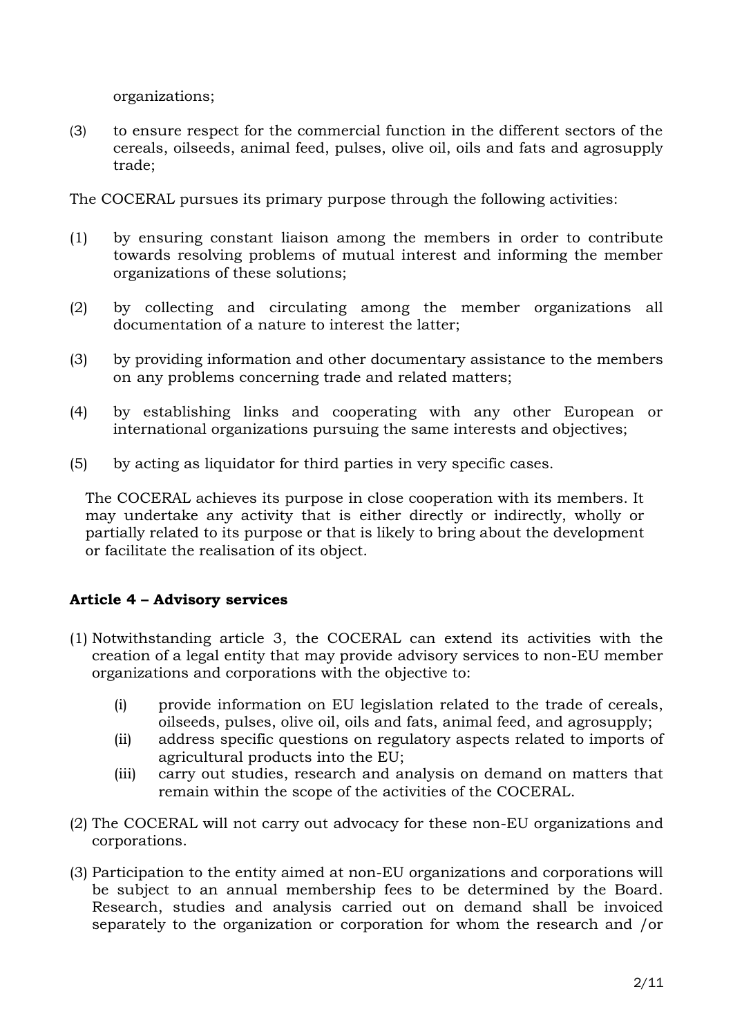organizations;

(3) to ensure respect for the commercial function in the different sectors of the cereals, oilseeds, animal feed, pulses, olive oil, oils and fats and agrosupply trade;

The COCERAL pursues its primary purpose through the following activities:

(1) by ensuring constant liaison among the members in order to contribute towards resolving problems of mutual interest and informing the member organizations of these solutions;

(2) by collecting and circulating among the member organizations all documentation of a nature to interest the latter;

(3) by providing information and other documentary assistance to the members on any problems concerning trade and related matters;

(4) by establishing links and cooperating with any other European or international organizations pursuing the same interests and objectives;

(5) by acting as liquidator for third parties in very specific cases.

The COCERAL achieves its purpose in close cooperation with its members. It may undertake any activity that is either directly or indirectly, wholly or partially related to its purpose or that is likely to bring about the development or facilitate the realisation of its object.

**Article 4 – Advisory services**

(1) Notwithstanding article 3, the COCERAL can extend its activities with the creation of a legal entity that may provide advisory services to non-EU member organizations and corporations with the objective to:

   (i) provide information on EU legislation related to the trade of cereals, oilseeds, pulses, olive oil, oils and fats, animal feed, and agrosupply;
   (ii) address specific questions on regulatory aspects related to imports of agricultural products into the EU;
   (iii) carry out studies, research and analysis on demand on matters that remain within the scope of the activities of the COCERAL.

(2) The COCERAL will not carry out advocacy for these non-EU organizations and corporations.

(3) Participation to the entity aimed at non-EU organizations and corporations will be subject to an annual membership fees to be determined by the Board. Research, studies and analysis carried out on demand shall be invoiced separately to the organization or corporation for whom the research and /or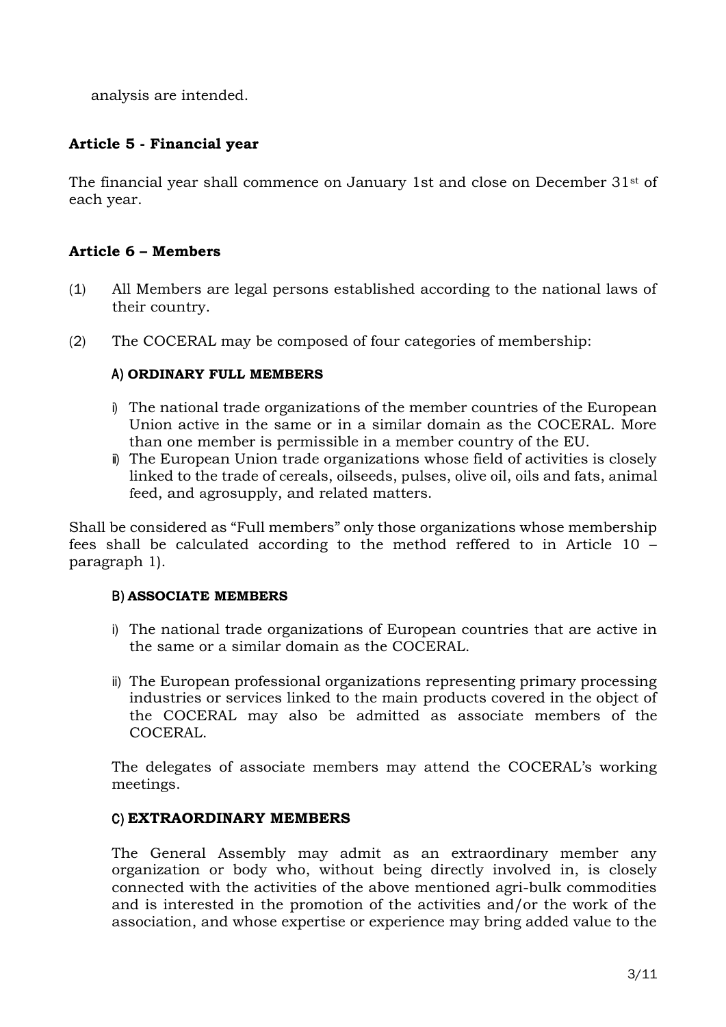analysis are intended.

### Article 5 - Financial year

The financial year shall commence on January 1st and close on December 31st of each year.

### Article 6 – Members

(1) All Members are legal persons established according to the national laws of their country.

(2) The COCERAL may be composed of four categories of membership:

**A) ORDINARY FULL MEMBERS**

i) The national trade organizations of the member countries of the European Union active in the same or in a similar domain as the COCERAL. More than one member is permissible in a member country of the EU.

ii) The European Union trade organizations whose field of activities is closely linked to the trade of cereals, oilseeds, pulses, olive oil, oils and fats, animal feed, and agrosupply, and related matters.

Shall be considered as "Full members" only those organizations whose membership fees shall be calculated according to the method reffered to in Article 10 – paragraph 1).

**B) ASSOCIATE MEMBERS**

i) The national trade organizations of European countries that are active in the same or a similar domain as the COCERAL.

ii) The European professional organizations representing primary processing industries or services linked to the main products covered in the object of the COCERAL may also be admitted as associate members of the COCERAL.

The delegates of associate members may attend the COCERAL's working meetings.

**C) EXTRAORDINARY MEMBERS**

The General Assembly may admit as an extraordinary member any organization or body who, without being directly involved in, is closely connected with the activities of the above mentioned agri-bulk commodities and is interested in the promotion of the activities and/or the work of the association, and whose expertise or experience may bring added value to the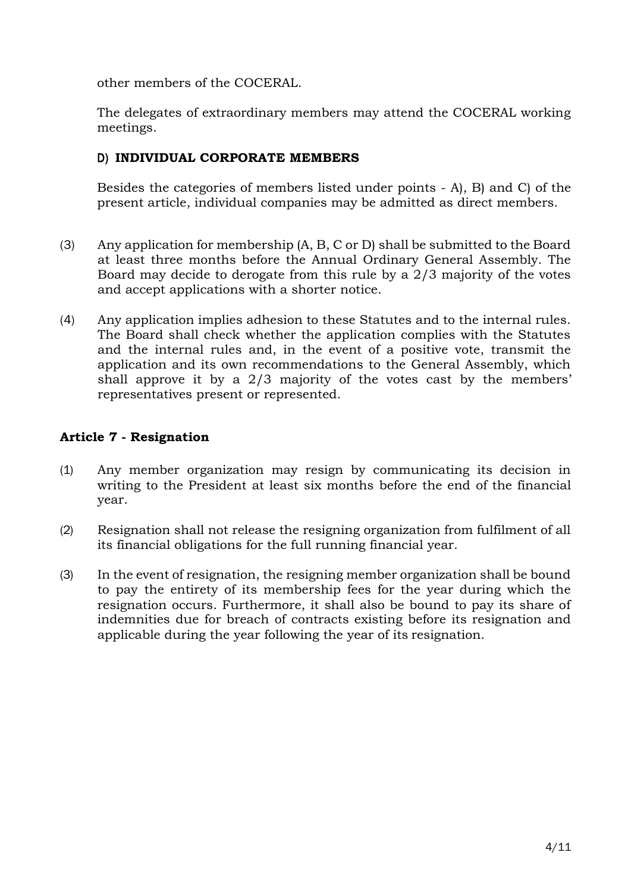other members of the COCERAL.

The delegates of extraordinary members may attend the COCERAL working meetings.

### D) INDIVIDUAL CORPORATE MEMBERS

Besides the categories of members listed under points - A), B) and C) of the present article, individual companies may be admitted as direct members.

(3) Any application for membership (A, B, C or D) shall be submitted to the Board at least three months before the Annual Ordinary General Assembly. The Board may decide to derogate from this rule by a 2/3 majority of the votes and accept applications with a shorter notice.

(4) Any application implies adhesion to these Statutes and to the internal rules. The Board shall check whether the application complies with the Statutes and the internal rules and, in the event of a positive vote, transmit the application and its own recommendations to the General Assembly, which shall approve it by a 2/3 majority of the votes cast by the members' representatives present or represented.

## Article 7 - Resignation

(1) Any member organization may resign by communicating its decision in writing to the President at least six months before the end of the financial year.

(2) Resignation shall not release the resigning organization from fulfilment of all its financial obligations for the full running financial year.

(3) In the event of resignation, the resigning member organization shall be bound to pay the entirety of its membership fees for the year during which the resignation occurs. Furthermore, it shall also be bound to pay its share of indemnities due for breach of contracts existing before its resignation and applicable during the year following the year of its resignation.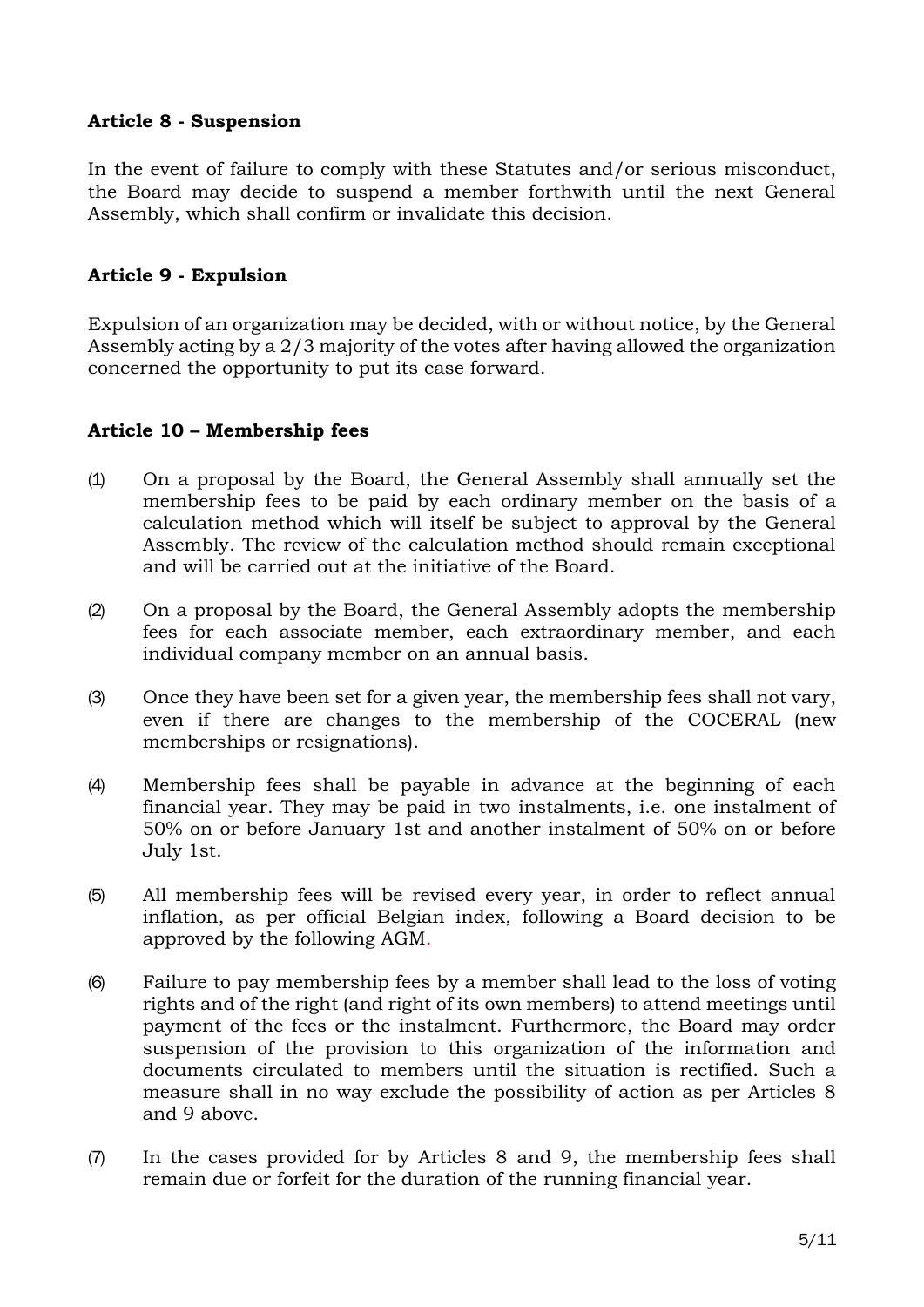**Article 8 - Suspension**

In the event of failure to comply with these Statutes and/or serious misconduct, the Board may decide to suspend a member forthwith until the next General Assembly, which shall confirm or invalidate this decision.

**Article 9 - Expulsion**

Expulsion of an organization may be decided, with or without notice, by the General Assembly acting by a 2/3 majority of the votes after having allowed the organization concerned the opportunity to put its case forward.

**Article 10 – Membership fees**

(1) On a proposal by the Board, the General Assembly shall annually set the membership fees to be paid by each ordinary member on the basis of a calculation method which will itself be subject to approval by the General Assembly. The review of the calculation method should remain exceptional and will be carried out at the initiative of the Board.

(2) On a proposal by the Board, the General Assembly adopts the membership fees for each associate member, each extraordinary member, and each individual company member on an annual basis.

(3) Once they have been set for a given year, the membership fees shall not vary, even if there are changes to the membership of the COCERAL (new memberships or resignations).

(4) Membership fees shall be payable in advance at the beginning of each financial year. They may be paid in two instalments, i.e. one instalment of 50% on or before January 1st and another instalment of 50% on or before July 1st.

(5) All membership fees will be revised every year, in order to reflect annual inflation, as per official Belgian index, following a Board decision to be approved by the following AGM.

(6) Failure to pay membership fees by a member shall lead to the loss of voting rights and of the right (and right of its own members) to attend meetings until payment of the fees or the instalment. Furthermore, the Board may order suspension of the provision to this organization of the information and documents circulated to members until the situation is rectified. Such a measure shall in no way exclude the possibility of action as per Articles 8 and 9 above.

(7) In the cases provided for by Articles 8 and 9, the membership fees shall remain due or forfeit for the duration of the running financial year.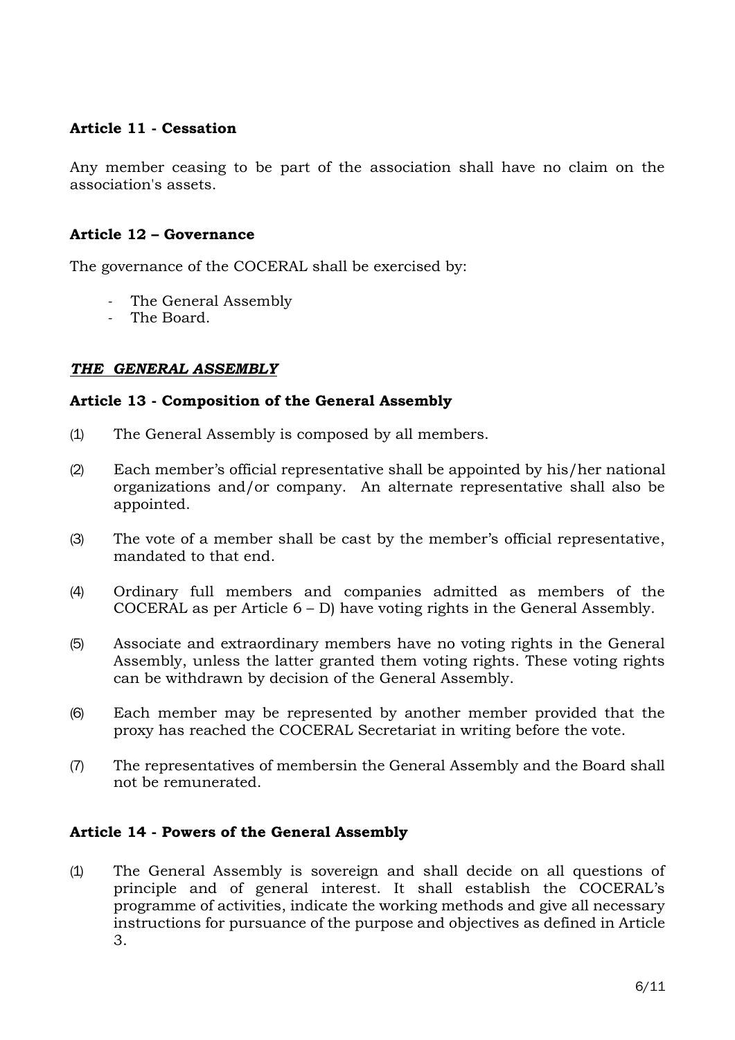### Article 11 - Cessation

Any member ceasing to be part of the association shall have no claim on the association's assets.

### Article 12 – Governance

The governance of the COCERAL shall be exercised by:

- The General Assembly
- The Board.

## ***THE GENERAL ASSEMBLY***

### Article 13 - Composition of the General Assembly

(1) The General Assembly is composed by all members.

(2) Each member's official representative shall be appointed by his/her national organizations and/or company. An alternate representative shall also be appointed.

(3) The vote of a member shall be cast by the member's official representative, mandated to that end.

(4) Ordinary full members and companies admitted as members of the COCERAL as per Article 6 – D) have voting rights in the General Assembly.

(5) Associate and extraordinary members have no voting rights in the General Assembly, unless the latter granted them voting rights. These voting rights can be withdrawn by decision of the General Assembly.

(6) Each member may be represented by another member provided that the proxy has reached the COCERAL Secretariat in writing before the vote.

(7) The representatives of membersin the General Assembly and the Board shall not be remunerated.

### Article 14 - Powers of the General Assembly

(1) The General Assembly is sovereign and shall decide on all questions of principle and of general interest. It shall establish the COCERAL's programme of activities, indicate the working methods and give all necessary instructions for pursuance of the purpose and objectives as defined in Article 3.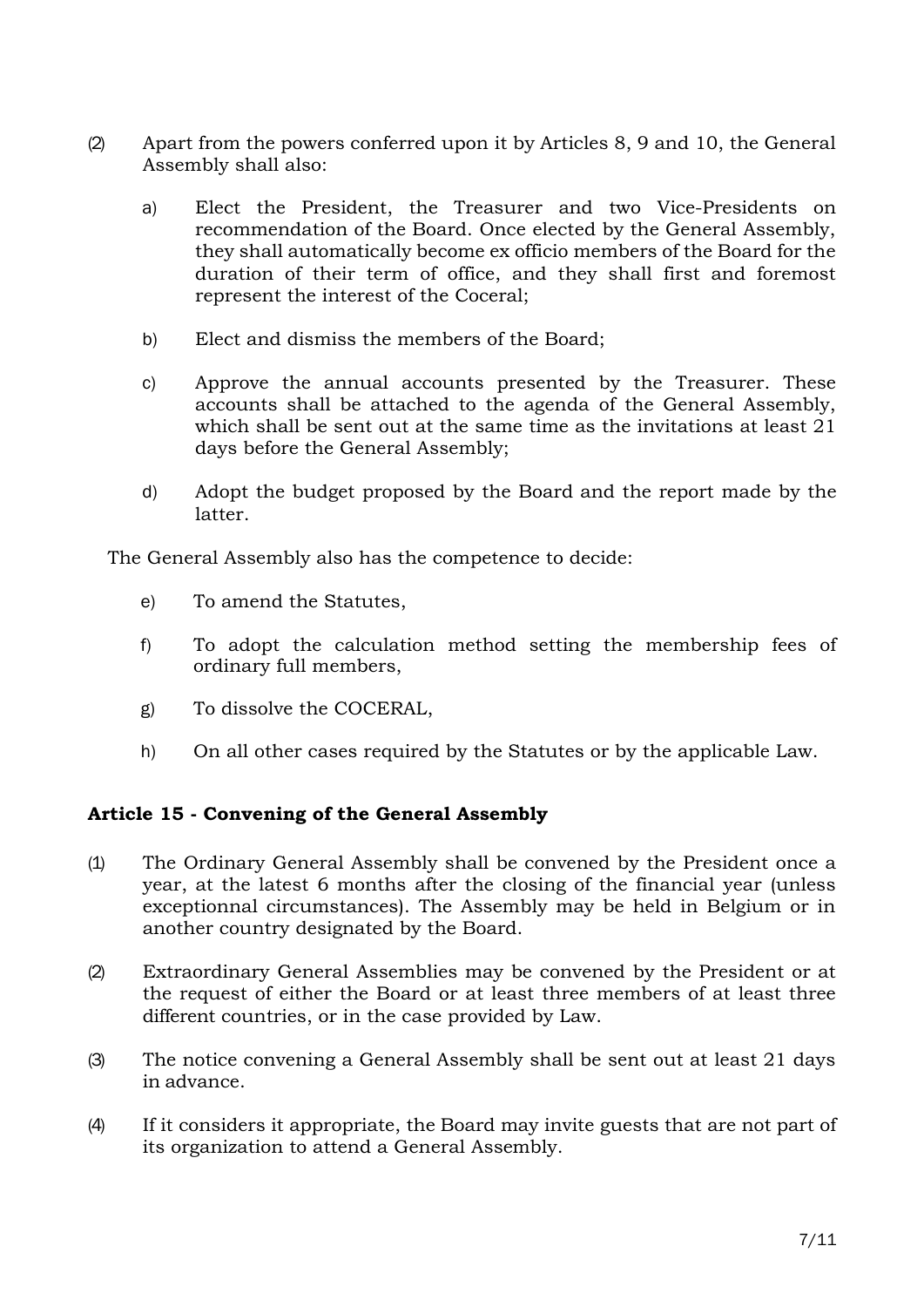(2) Apart from the powers conferred upon it by Articles 8, 9 and 10, the General Assembly shall also:

a) Elect the President, the Treasurer and two Vice-Presidents on recommendation of the Board. Once elected by the General Assembly, they shall automatically become ex officio members of the Board for the duration of their term of office, and they shall first and foremost represent the interest of the Coceral;

b) Elect and dismiss the members of the Board;

c) Approve the annual accounts presented by the Treasurer. These accounts shall be attached to the agenda of the General Assembly, which shall be sent out at the same time as the invitations at least 21 days before the General Assembly;

d) Adopt the budget proposed by the Board and the report made by the latter.

The General Assembly also has the competence to decide:

e) To amend the Statutes,

f) To adopt the calculation method setting the membership fees of ordinary full members,

g) To dissolve the COCERAL,

h) On all other cases required by the Statutes or by the applicable Law.

### Article 15 - Convening of the General Assembly

(1) The Ordinary General Assembly shall be convened by the President once a year, at the latest 6 months after the closing of the financial year (unless exceptionnal circumstances). The Assembly may be held in Belgium or in another country designated by the Board.

(2) Extraordinary General Assemblies may be convened by the President or at the request of either the Board or at least three members of at least three different countries, or in the case provided by Law.

(3) The notice convening a General Assembly shall be sent out at least 21 days in advance.

(4) If it considers it appropriate, the Board may invite guests that are not part of its organization to attend a General Assembly.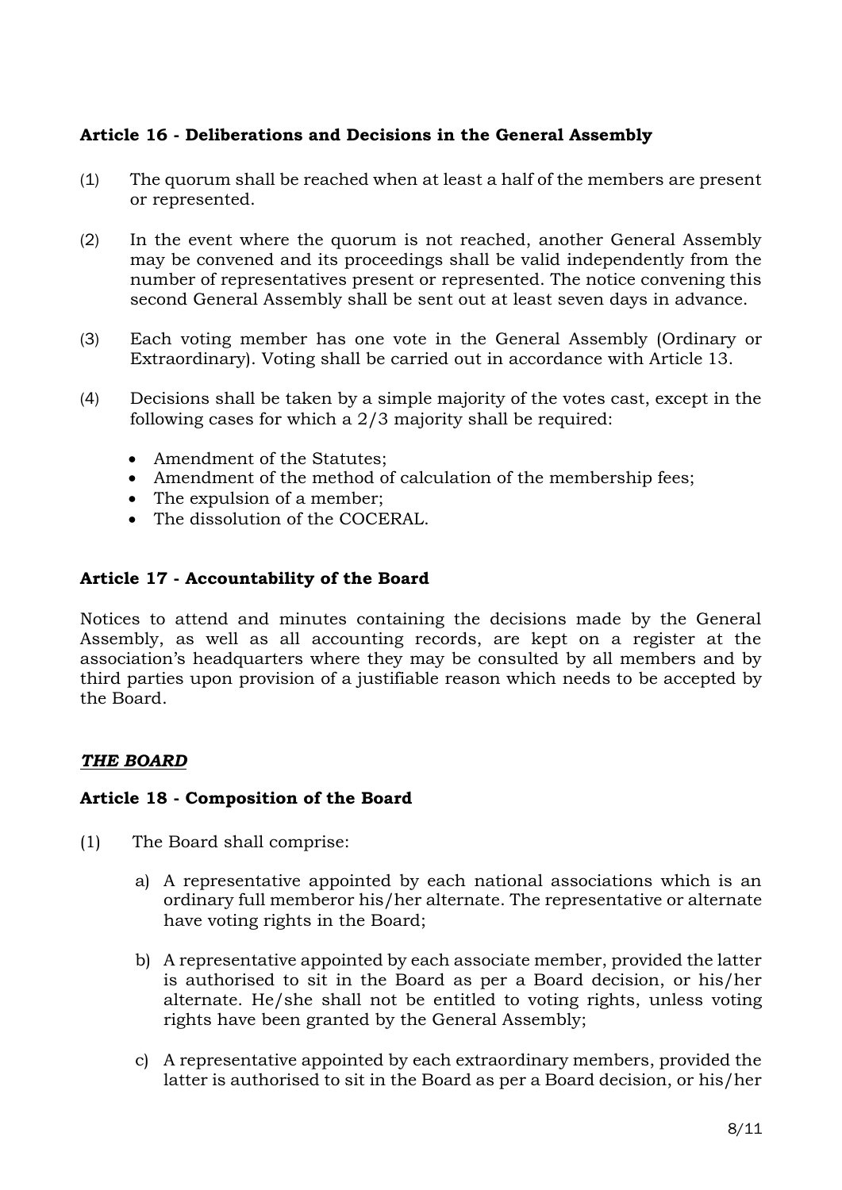**Article 16 - Deliberations and Decisions in the General Assembly**

(1) The quorum shall be reached when at least a half of the members are present or represented.

(2) In the event where the quorum is not reached, another General Assembly may be convened and its proceedings shall be valid independently from the number of representatives present or represented. The notice convening this second General Assembly shall be sent out at least seven days in advance.

(3) Each voting member has one vote in the General Assembly (Ordinary or Extraordinary). Voting shall be carried out in accordance with Article 13.

(4) Decisions shall be taken by a simple majority of the votes cast, except in the following cases for which a 2/3 majority shall be required:

- Amendment of the Statutes;
- Amendment of the method of calculation of the membership fees;
- The expulsion of a member;
- The dissolution of the COCERAL.

**Article 17 - Accountability of the Board**

Notices to attend and minutes containing the decisions made by the General Assembly, as well as all accounting records, are kept on a register at the association's headquarters where they may be consulted by all members and by third parties upon provision of a justifiable reason which needs to be accepted by the Board.

***THE BOARD***

**Article 18 - Composition of the Board**

(1) The Board shall comprise:

a) A representative appointed by each national associations which is an ordinary full memberor his/her alternate. The representative or alternate have voting rights in the Board;

b) A representative appointed by each associate member, provided the latter is authorised to sit in the Board as per a Board decision, or his/her alternate. He/she shall not be entitled to voting rights, unless voting rights have been granted by the General Assembly;

c) A representative appointed by each extraordinary members, provided the latter is authorised to sit in the Board as per a Board decision, or his/her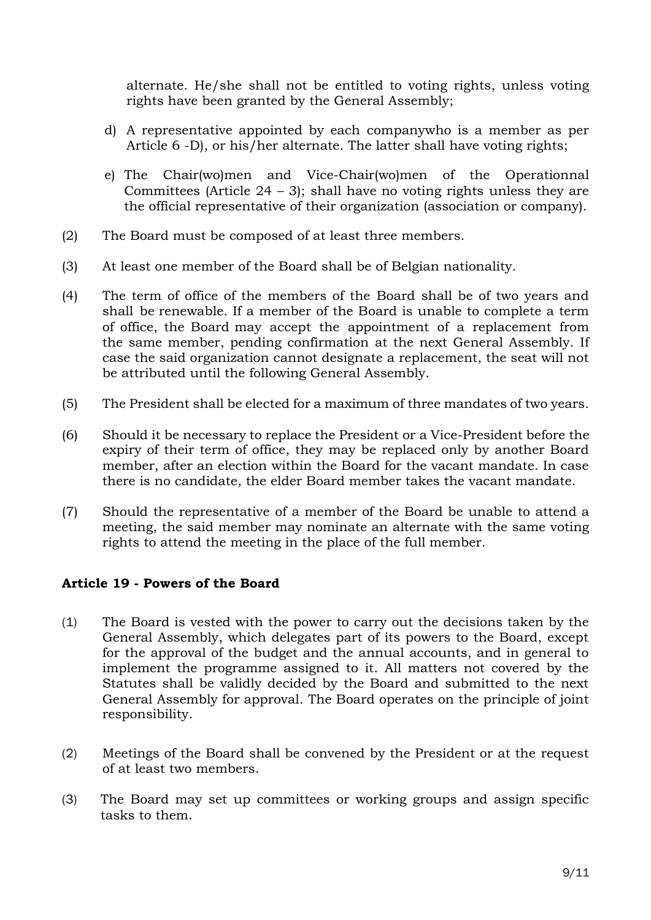alternate. He/she shall not be entitled to voting rights, unless voting rights have been granted by the General Assembly;

d) A representative appointed by each companywho is a member as per Article 6 -D), or his/her alternate. The latter shall have voting rights;

e) The Chair(wo)men and Vice-Chair(wo)men of the Operationnal Committees (Article 24 – 3); shall have no voting rights unless they are the official representative of their organization (association or company).

(2) The Board must be composed of at least three members.

(3) At least one member of the Board shall be of Belgian nationality.

(4) The term of office of the members of the Board shall be of two years and shall be renewable. If a member of the Board is unable to complete a term of office, the Board may accept the appointment of a replacement from the same member, pending confirmation at the next General Assembly. If case the said organization cannot designate a replacement, the seat will not be attributed until the following General Assembly.

(5) The President shall be elected for a maximum of three mandates of two years.

(6) Should it be necessary to replace the President or a Vice-President before the expiry of their term of office, they may be replaced only by another Board member, after an election within the Board for the vacant mandate. In case there is no candidate, the elder Board member takes the vacant mandate.

(7) Should the representative of a member of the Board be unable to attend a meeting, the said member may nominate an alternate with the same voting rights to attend the meeting in the place of the full member.

### Article 19 - Powers of the Board

(1) The Board is vested with the power to carry out the decisions taken by the General Assembly, which delegates part of its powers to the Board, except for the approval of the budget and the annual accounts, and in general to implement the programme assigned to it. All matters not covered by the Statutes shall be validly decided by the Board and submitted to the next General Assembly for approval. The Board operates on the principle of joint responsibility.

(2) Meetings of the Board shall be convened by the President or at the request of at least two members.

(3) The Board may set up committees or working groups and assign specific tasks to them.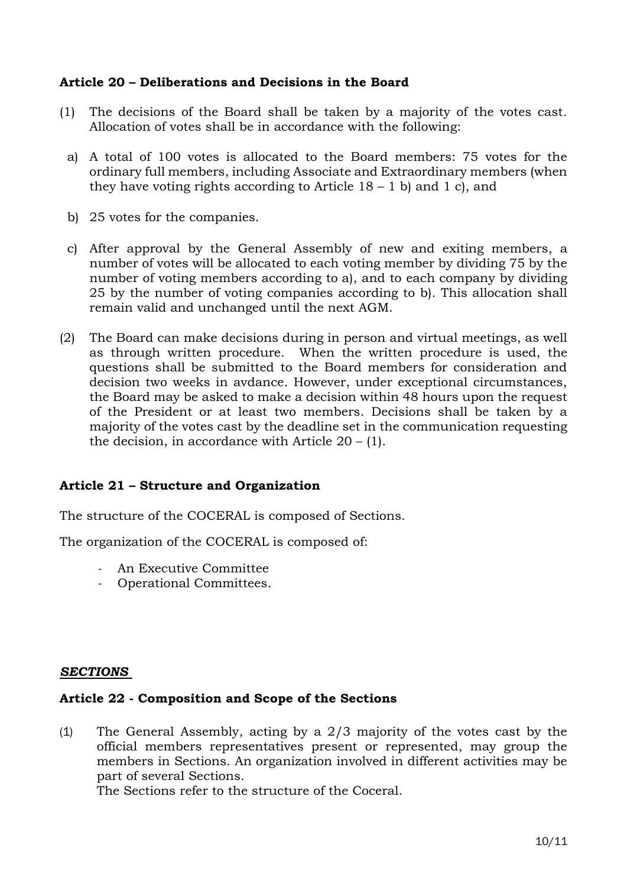**Article 20 – Deliberations and Decisions in the Board**

(1) The decisions of the Board shall be taken by a majority of the votes cast. Allocation of votes shall be in accordance with the following:

a) A total of 100 votes is allocated to the Board members: 75 votes for the ordinary full members, including Associate and Extraordinary members (when they have voting rights according to Article 18 – 1 b) and 1 c), and

b) 25 votes for the companies.

c) After approval by the General Assembly of new and exiting members, a number of votes will be allocated to each voting member by dividing 75 by the number of voting members according to a), and to each company by dividing 25 by the number of voting companies according to b). This allocation shall remain valid and unchanged until the next AGM.

(2) The Board can make decisions during in person and virtual meetings, as well as through written procedure. When the written procedure is used, the questions shall be submitted to the Board members for consideration and decision two weeks in avdance. However, under exceptional circumstances, the Board may be asked to make a decision within 48 hours upon the request of the President or at least two members. Decisions shall be taken by a majority of the votes cast by the deadline set in the communication requesting the decision, in accordance with Article 20 – (1).

**Article 21 – Structure and Organization**

The structure of the COCERAL is composed of Sections.

The organization of the COCERAL is composed of:

- An Executive Committee
- Operational Committees.

***SECTIONS***

**Article 22 - Composition and Scope of the Sections**

(1) The General Assembly, acting by a 2/3 majority of the votes cast by the official members representatives present or represented, may group the members in Sections. An organization involved in different activities may be part of several Sections.
The Sections refer to the structure of the Coceral.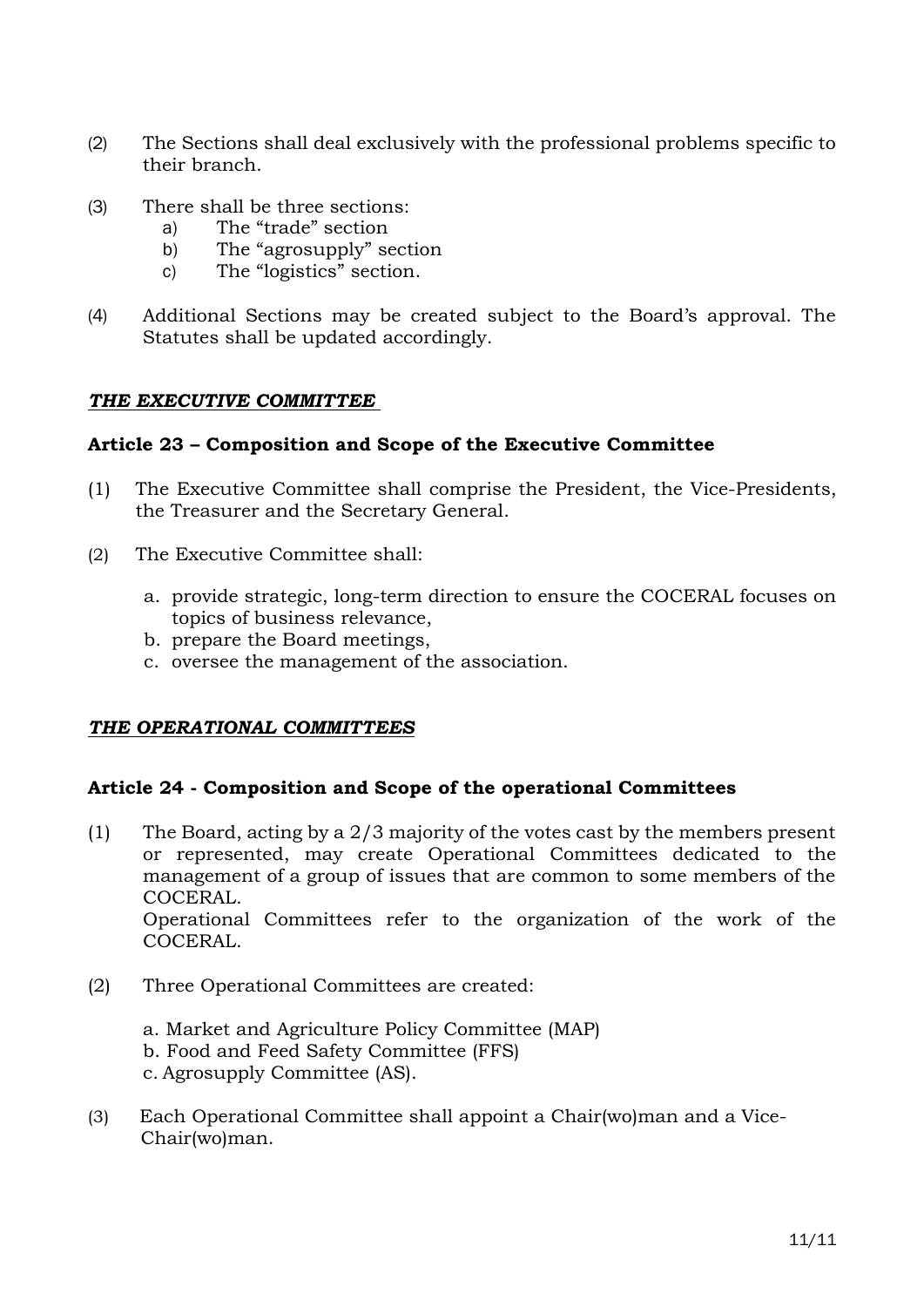(2) The Sections shall deal exclusively with the professional problems specific to their branch.

(3) There shall be three sections:
   a) The "trade" section
   b) The "agrosupply" section
   c) The "logistics" section.

(4) Additional Sections may be created subject to the Board's approval. The Statutes shall be updated accordingly.

***THE EXECUTIVE COMMITTEE***

**Article 23 – Composition and Scope of the Executive Committee**

(1) The Executive Committee shall comprise the President, the Vice-Presidents, the Treasurer and the Secretary General.

(2) The Executive Committee shall:

   a. provide strategic, long-term direction to ensure the COCERAL focuses on topics of business relevance,
   b. prepare the Board meetings,
   c. oversee the management of the association.

***THE OPERATIONAL COMMITTEES***

**Article 24 - Composition and Scope of the operational Committees**

(1) The Board, acting by a 2/3 majority of the votes cast by the members present or represented, may create Operational Committees dedicated to the management of a group of issues that are common to some members of the COCERAL.
Operational Committees refer to the organization of the work of the COCERAL.

(2) Three Operational Committees are created:

   a. Market and Agriculture Policy Committee (MAP)
   b. Food and Feed Safety Committee (FFS)
   c. Agrosupply Committee (AS).

(3) Each Operational Committee shall appoint a Chair(wo)man and a Vice-Chair(wo)man.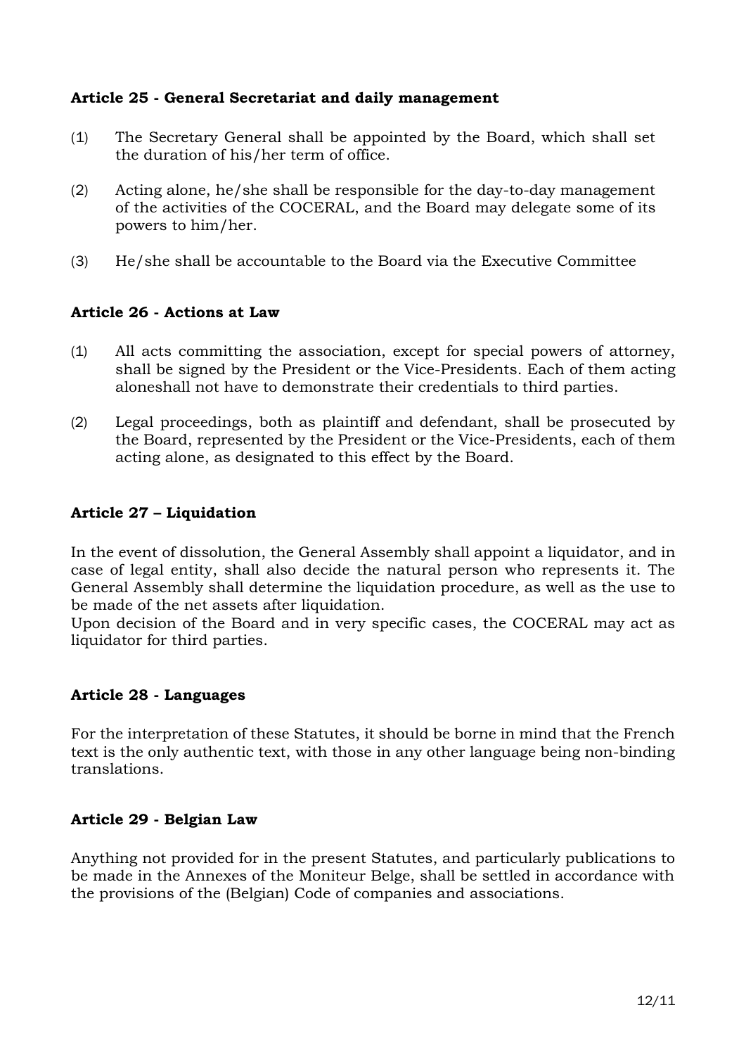**Article 25 - General Secretariat and daily management**

(1) The Secretary General shall be appointed by the Board, which shall set the duration of his/her term of office.

(2) Acting alone, he/she shall be responsible for the day-to-day management of the activities of the COCERAL, and the Board may delegate some of its powers to him/her.

(3) He/she shall be accountable to the Board via the Executive Committee

**Article 26 - Actions at Law**

(1) All acts committing the association, except for special powers of attorney, shall be signed by the President or the Vice-Presidents. Each of them acting aloneshall not have to demonstrate their credentials to third parties.

(2) Legal proceedings, both as plaintiff and defendant, shall be prosecuted by the Board, represented by the President or the Vice-Presidents, each of them acting alone, as designated to this effect by the Board.

**Article 27 – Liquidation**

In the event of dissolution, the General Assembly shall appoint a liquidator, and in case of legal entity, shall also decide the natural person who represents it. The General Assembly shall determine the liquidation procedure, as well as the use to be made of the net assets after liquidation.
Upon decision of the Board and in very specific cases, the COCERAL may act as liquidator for third parties.

**Article 28 - Languages**

For the interpretation of these Statutes, it should be borne in mind that the French text is the only authentic text, with those in any other language being non-binding translations.

**Article 29 - Belgian Law**

Anything not provided for in the present Statutes, and particularly publications to be made in the Annexes of the Moniteur Belge, shall be settled in accordance with the provisions of the (Belgian) Code of companies and associations.